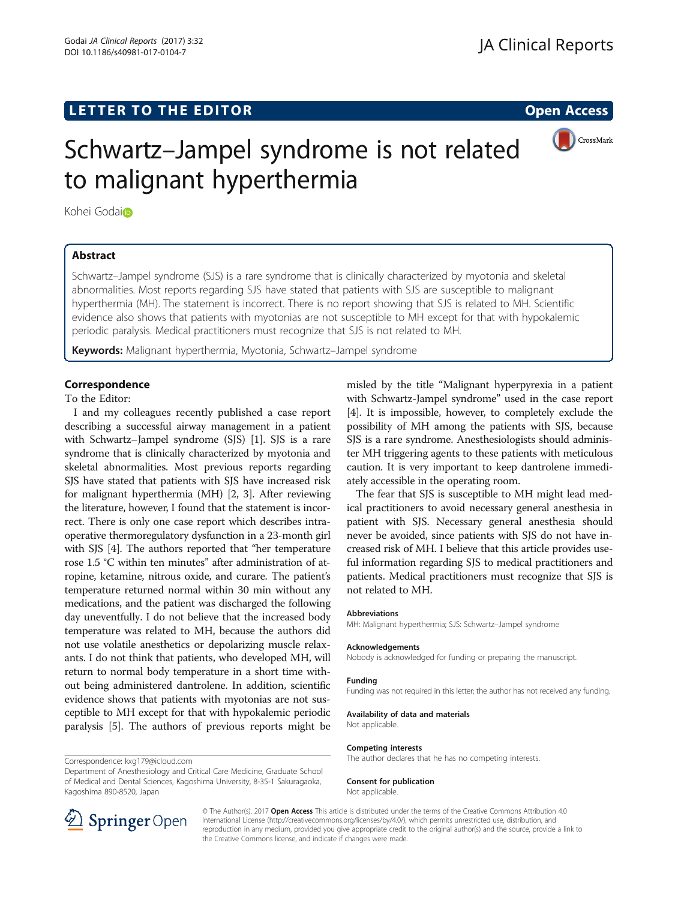LETTER TO THE EDITOR

Open Access

# Schwartz–Jampel syndrome is not related to malignant hyperthermia

Kohei Godai

## Abstract

Schwartz–Jampel syndrome (SJS) is a rare syndrome that is clinically characterized by myotonia and skeletal abnormalities. Most reports regarding SJS have stated that patients with SJS are susceptible to malignant hyperthermia (MH). The statement is incorrect. There is no report showing that SJS is related to MH. Scientific evidence also shows that patients with myotonias are not susceptible to MH except for that with hypokalemic periodic paralysis. Medical practitioners must recognize that SJS is not related to MH.

**Keywords:** Malignant hyperthermia, Myotonia, Schwartz–Jampel syndrome

## Correspondence

To the Editor:

I and my colleagues recently published a case report describing a successful airway management in a patient with Schwartz–Jampel syndrome (SJS) [1]. SJS is a rare syndrome that is clinically characterized by myotonia and skeletal abnormalities. Most previous reports regarding SJS have stated that patients with SJS have increased risk for malignant hyperthermia (MH) [2, 3]. After reviewing the literature, however, I found that the statement is incorrect. There is only one case report which describes intraoperative thermoregulatory dysfunction in a 23-month girl with SJS [4]. The authors reported that "her temperature rose 1.5 °C within ten minutes" after administration of atropine, ketamine, nitrous oxide, and curare. The patient's temperature returned normal within 30 min without any medications, and the patient was discharged the following day uneventfully. I do not believe that the increased body temperature was related to MH, because the authors did not use volatile anesthetics or depolarizing muscle relaxants. I do not think that patients, who developed MH, will return to normal body temperature in a short time without being administered dantrolene. In addition, scientific evidence shows that patients with myotonias are not susceptible to MH except for that with hypokalemic periodic paralysis [5]. The authors of previous reports might be misled by the title "Malignant hyperpyrexia in a patient with Schwartz-Jampel syndrome" used in the case report [4]. It is impossible, however, to completely exclude the possibility of MH among the patients with SJS, because SJS is a rare syndrome. Anesthesiologists should administer MH triggering agents to these patients with meticulous caution. It is very important to keep dantrolene immediately accessible in the operating room.

The fear that SJS is susceptible to MH might lead medical practitioners to avoid necessary general anesthesia in patient with SJS. Necessary general anesthesia should never be avoided, since patients with SJS do not have increased risk of MH. I believe that this article provides useful information regarding SJS to medical practitioners and patients. Medical practitioners must recognize that SJS is not related to MH.

Correspondence: kxg179@icloud.com

Department of Anesthesiology and Critical Care Medicine, Graduate School of Medical and Dental Sciences, Kagoshima University, 8-35-1 Sakuragaoka, Kagoshima 890-8520, Japan

### Abbreviations

MH: Malignant hyperthermia; SJS: Schwartz–Jampel syndrome

### Acknowledgements

Nobody is acknowledged for funding or preparing the manuscript.

### Funding

Funding was not required in this letter; the author has not received any funding.

### Availability of data and materials

Not applicable.

### Competing interests

The author declares that he has no competing interests.

### Consent for publication

Not applicable.

© The Author(s). 2017 **Open Access** This article is distributed under the terms of the Creative Commons Attribution 4.0 International License (http://creativecommons.org/licenses/by/4.0/), which permits unrestricted use, distribution, and reproduction in any medium, provided you give appropriate credit to the original author(s) and the source, provide a link to the Creative Commons license, and indicate if changes were made.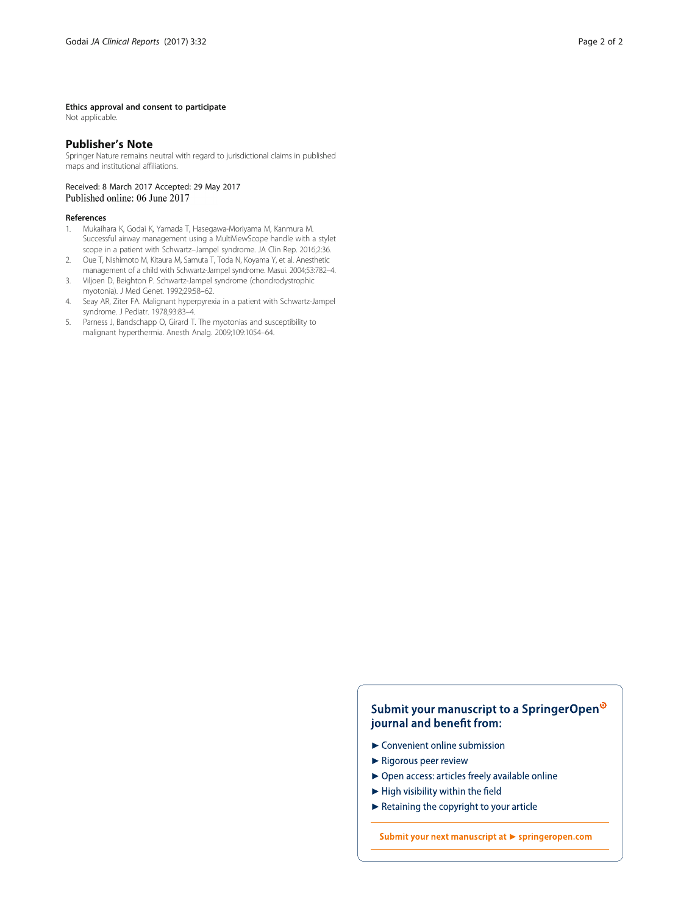**Ethics approval and consent to participate**

Not applicable.

## Publisher's Note

Springer Nature remains neutral with regard to jurisdictional claims in published maps and institutional affiliations.

Received: 8 March 2017 Accepted: 29 May 2017
Published online: 06 June 2017

**References**

1. Mukaihara K, Godai K, Yamada T, Hasegawa-Moriyama M, Kanmura M. Successful airway management using a MultiViewScope handle with a stylet scope in a patient with Schwartz–Jampel syndrome. JA Clin Rep. 2016;2:36.
2. Oue T, Nishimoto M, Kitaura M, Samuta T, Toda N, Koyama Y, et al. Anesthetic management of a child with Schwartz-Jampel syndrome. Masui. 2004;53:782–4.
3. Viljoen D, Beighton P. Schwartz-Jampel syndrome (chondrodystrophic myotonia). J Med Genet. 1992;29:58–62.
4. Seay AR, Ziter FA. Malignant hyperpyrexia in a patient with Schwartz-Jampel syndrome. J Pediatr. 1978;93:83–4.
5. Parness J, Bandschapp O, Girard T. The myotonias and susceptibility to malignant hyperthermia. Anesth Analg. 2009;109:1054–64.

**Submit your manuscript to a SpringerOpen journal and benefit from:**

- ► Convenient online submission
- ► Rigorous peer review
- ► Open access: articles freely available online
- ► High visibility within the field
- ► Retaining the copyright to your article

**Submit your next manuscript at ► springeropen.com**